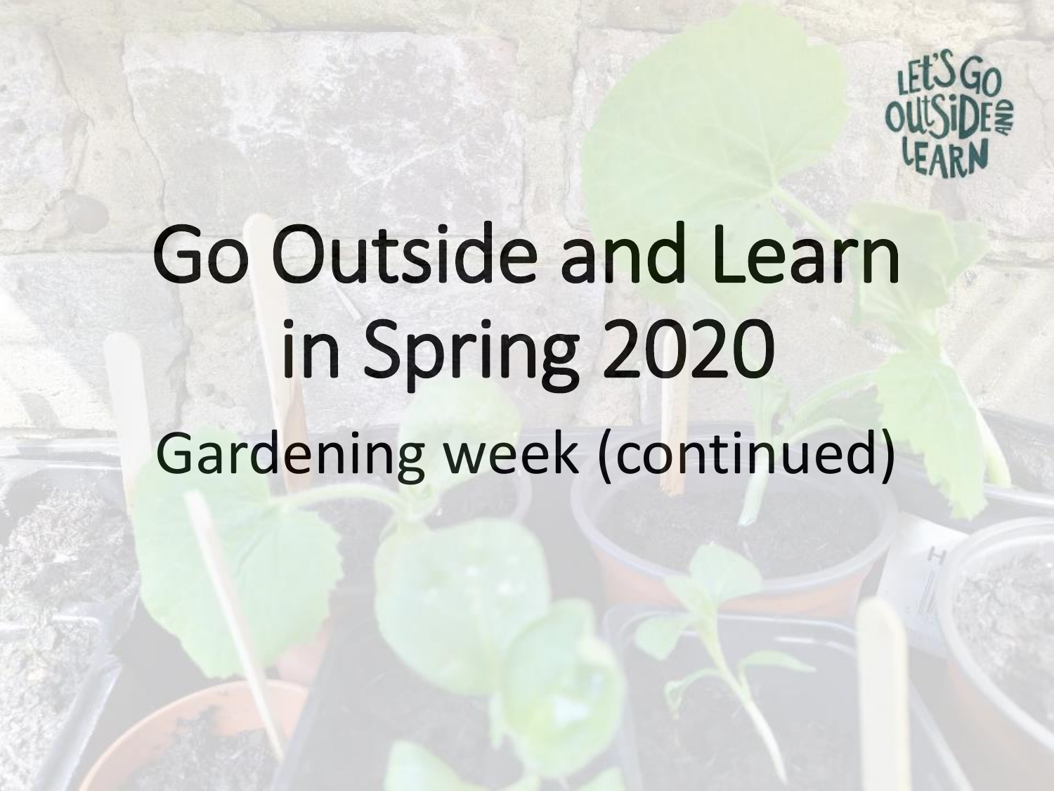# Go Outside and Learn in Spring 2020

## Gardening week (continued)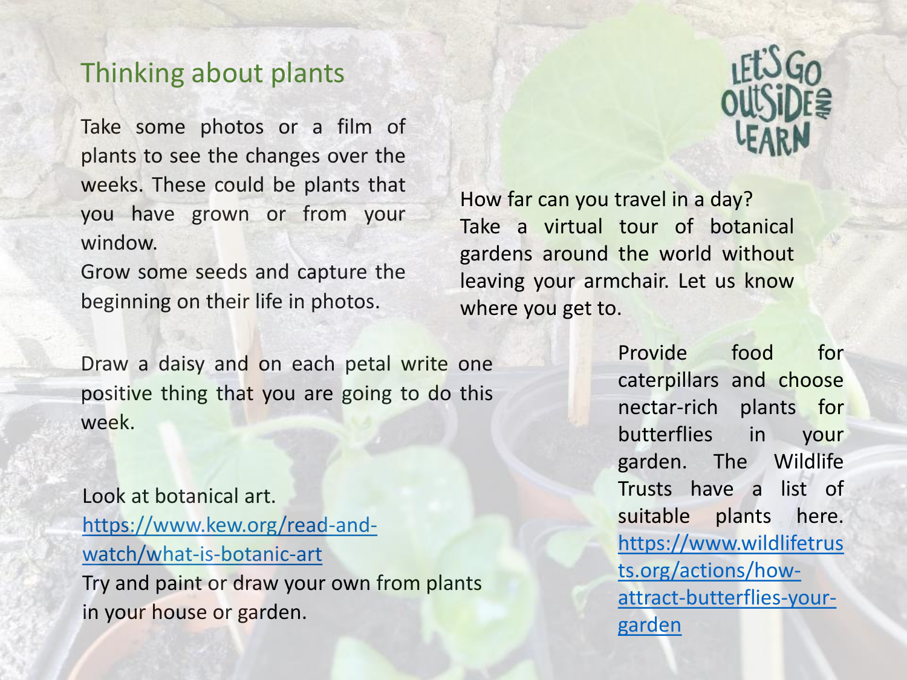## Thinking about plants

Take some photos or a film of plants to see the changes over the weeks. These could be plants that you have grown or from your window.

Grow some seeds and capture the beginning on their life in photos.

How far can you travel in a day? Take a virtual tour of botanical gardens around the world without leaving your armchair. Let us know where you get to.

Draw a daisy and on each petal write one positive thing that you are going to do this week.

Look at botanical art. [https://www.kew.org/read-and-watch/what-is-botanic-art](https://www.kew.org/read-and-watch/what-is-botanic-art)

Try and paint or draw your own from plants in your house or garden.

Provide food for caterpillars and choose nectar-rich plants for butterflies in your garden. The Wildlife Trusts have a list of suitable plants here. [https://www.wildlifetrusts.org/actions/how-attract-butterflies-your-garden](https://www.wildlifetrusts.org/actions/how-attract-butterflies-your-garden)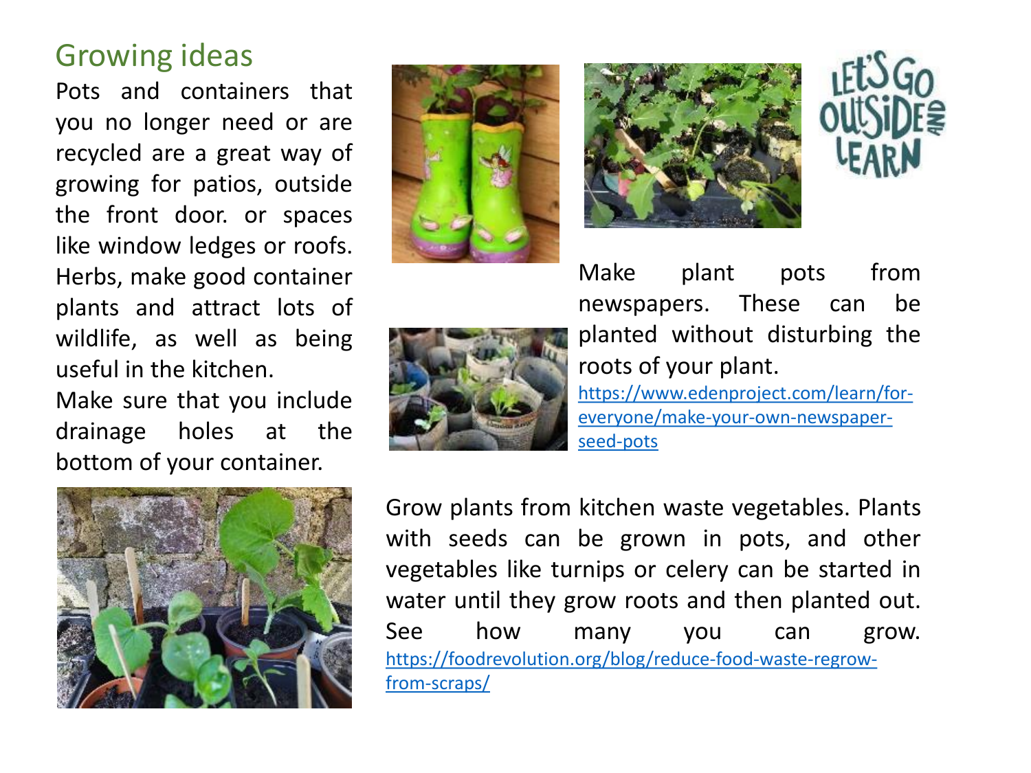## Growing ideas

Pots and containers that you no longer need or are recycled are a great way of growing for patios, outside the front door. or spaces like window ledges or roofs. Herbs, make good container plants and attract lots of wildlife, as well as being useful in the kitchen.

Make sure that you include drainage holes at the bottom of your container.

Make plant pots from newspapers. These can be planted without disturbing the roots of your plant.

https://www.edenproject.com/learn/for-everyone/make-your-own-newspaper-seed-pots

Grow plants from kitchen waste vegetables. Plants with seeds can be grown in pots, and other vegetables like turnips or celery can be started in water until they grow roots and then planted out. See how many you can grow.

https://foodrevolution.org/blog/reduce-food-waste-regrow-from-scraps/